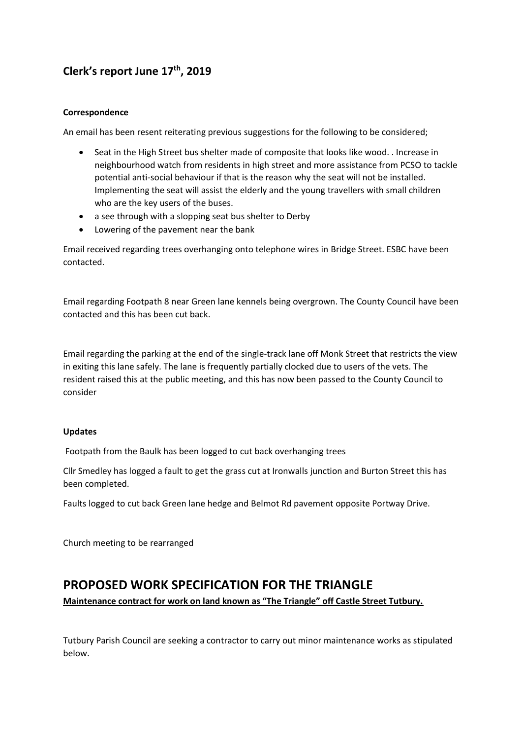## Clerk's report June 17th, 2019

**Correspondence**

An email has been resent reiterating previous suggestions for the following to be considered;

- Seat in the High Street bus shelter made of composite that looks like wood. . Increase in neighbourhood watch from residents in high street and more assistance from PCSO to tackle potential anti-social behaviour if that is the reason why the seat will not be installed. Implementing the seat will assist the elderly and the young travellers with small children who are the key users of the buses.
- a see through with a slopping seat bus shelter to Derby
- Lowering of the pavement near the bank

Email received regarding trees overhanging onto telephone wires in Bridge Street. ESBC have been contacted.

Email regarding Footpath 8 near Green lane kennels being overgrown. The County Council have been contacted and this has been cut back.

Email regarding the parking at the end of the single-track lane off Monk Street that restricts the view in exiting this lane safely. The lane is frequently partially clocked due to users of the vets. The resident raised this at the public meeting, and this has now been passed to the County Council to consider

**Updates**

Footpath from the Baulk has been logged to cut back overhanging trees

Cllr Smedley has logged a fault to get the grass cut at Ironwalls junction and Burton Street this has been completed.

Faults logged to cut back Green lane hedge and Belmot Rd pavement opposite Portway Drive.

Church meeting to be rearranged

# PROPOSED WORK SPECIFICATION FOR THE TRIANGLE

**Maintenance contract for work on land known as "The Triangle" off Castle Street Tutbury.**

Tutbury Parish Council are seeking a contractor to carry out minor maintenance works as stipulated below.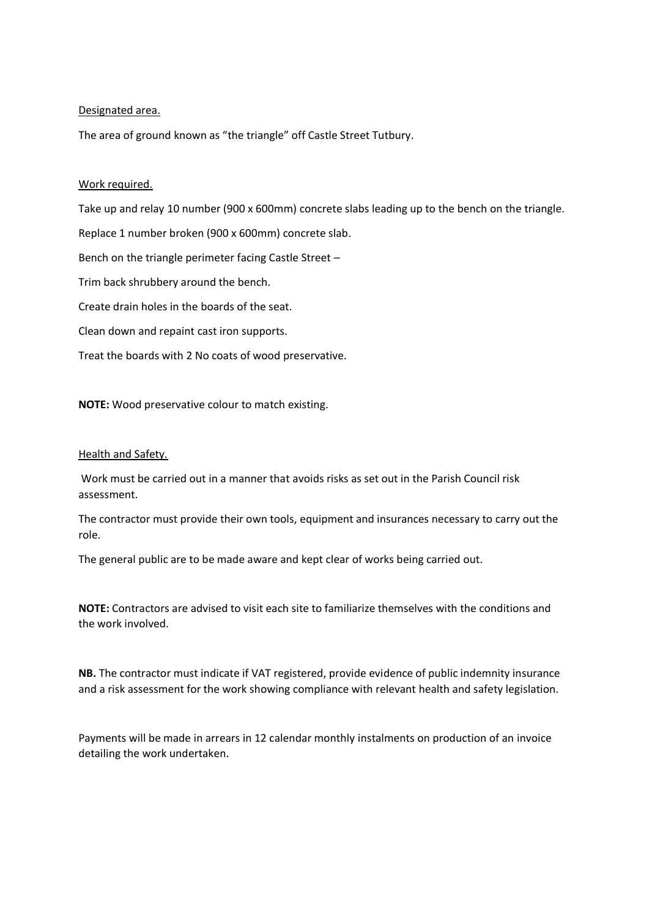<u>Designated area.</u>

The area of ground known as "the triangle" off Castle Street Tutbury.

<u>Work required.</u>

Take up and relay 10 number (900 x 600mm) concrete slabs leading up to the bench on the triangle.

Replace 1 number broken (900 x 600mm) concrete slab.

Bench on the triangle perimeter facing Castle Street –

Trim back shrubbery around the bench.

Create drain holes in the boards of the seat.

Clean down and repaint cast iron supports.

Treat the boards with 2 No coats of wood preservative.

**NOTE:** Wood preservative colour to match existing.

<u>Health and Safety.</u>

Work must be carried out in a manner that avoids risks as set out in the Parish Council risk assessment.

The contractor must provide their own tools, equipment and insurances necessary to carry out the role.

The general public are to be made aware and kept clear of works being carried out.

**NOTE:** Contractors are advised to visit each site to familiarize themselves with the conditions and the work involved.

**NB.** The contractor must indicate if VAT registered, provide evidence of public indemnity insurance and a risk assessment for the work showing compliance with relevant health and safety legislation.

Payments will be made in arrears in 12 calendar monthly instalments on production of an invoice detailing the work undertaken.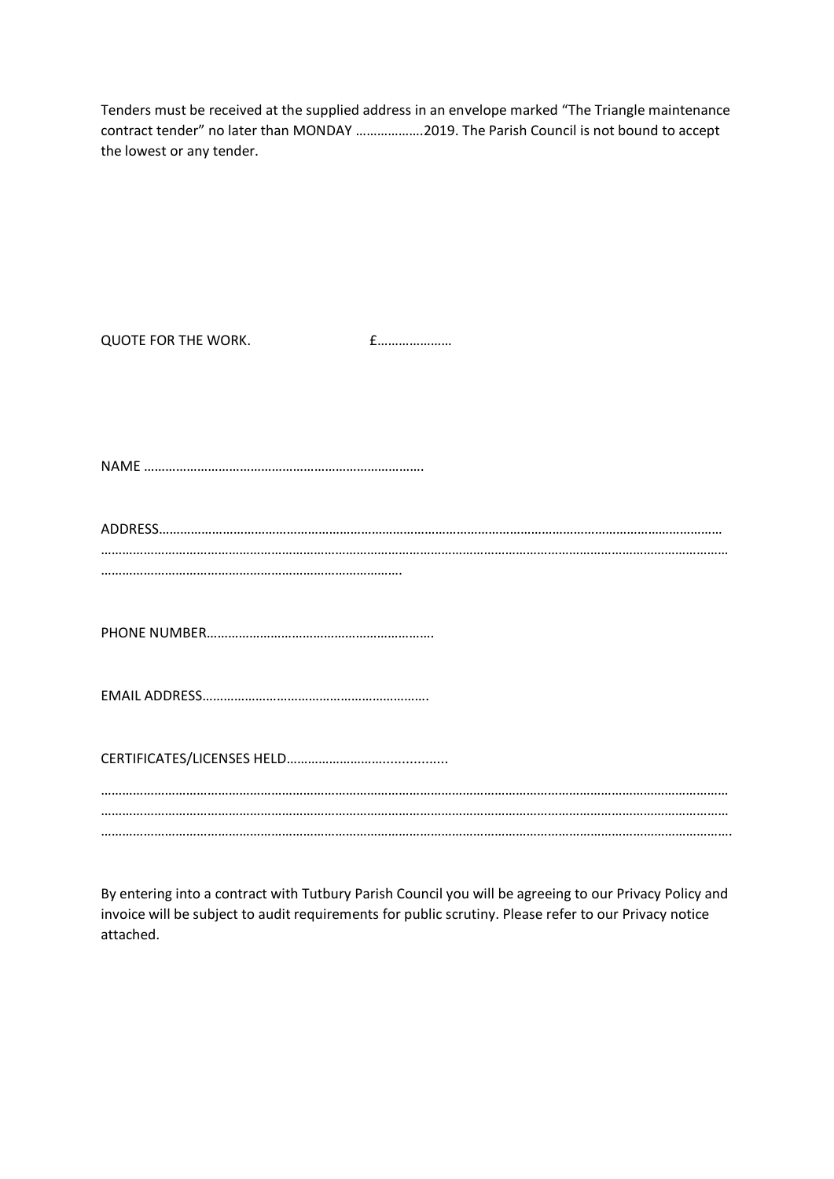Tenders must be received at the supplied address in an envelope marked "The Triangle maintenance contract tender" no later than MONDAY ……………….2019. The Parish Council is not bound to accept the lowest or any tender.

QUOTE FOR THE WORK. £…………………

NAME …………………………………………………………………….

ADDRESS……………………………………………………………………………………………………………………………………………
……………………………………………………………………………………………………………………………………………………………
………………………………………………………………………….

PHONE NUMBER……………………………………………………….

EMAIL ADDRESS……………………………………………………….

CERTIFICATES/LICENSES HELD……………………….............

……………………………………………………………………………………………………………………………………………………………
……………………………………………………………………………………………………………………………………………………………
……………………………………………………………………………………………………………………………………………………………

By entering into a contract with Tutbury Parish Council you will be agreeing to our Privacy Policy and invoice will be subject to audit requirements for public scrutiny. Please refer to our Privacy notice attached.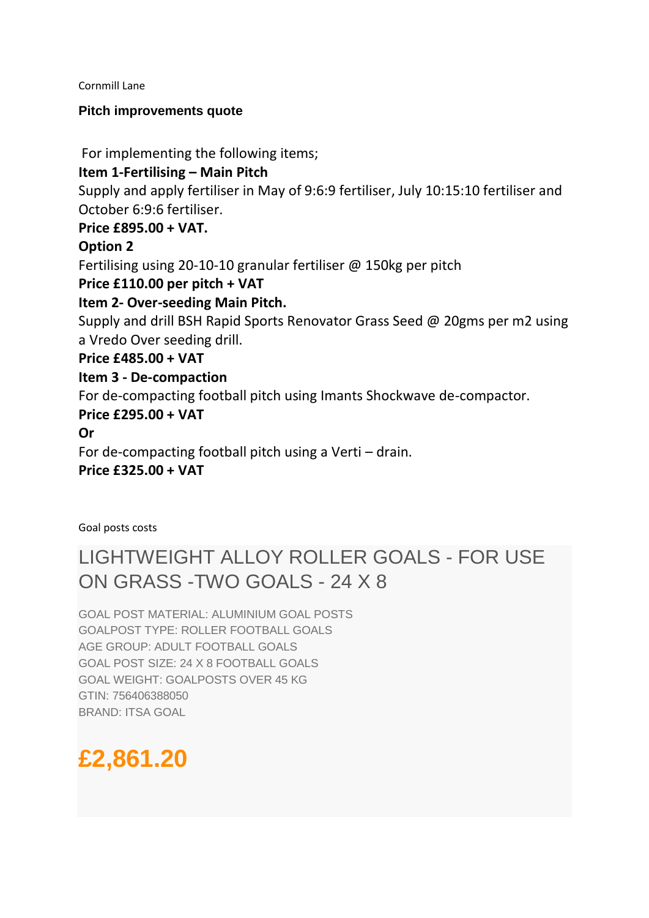Cornmill Lane

**Pitch improvements quote**

For implementing the following items;

**Item 1-Fertilising – Main Pitch**

Supply and apply fertiliser in May of 9:6:9 fertiliser, July 10:15:10 fertiliser and October 6:9:6 fertiliser.

**Price £895.00 + VAT.**

**Option 2**

Fertilising using 20-10-10 granular fertiliser @ 150kg per pitch

**Price £110.00 per pitch + VAT**

**Item 2- Over-seeding Main Pitch.**

Supply and drill BSH Rapid Sports Renovator Grass Seed @ 20gms per m2 using a Vredo Over seeding drill.

**Price £485.00 + VAT**

**Item 3 - De-compaction**

For de-compacting football pitch using Imants Shockwave de-compactor.

**Price £295.00 + VAT**

**Or**

For de-compacting football pitch using a Verti – drain.

**Price £325.00 + VAT**

Goal posts costs

## LIGHTWEIGHT ALLOY ROLLER GOALS - FOR USE ON GRASS -TWO GOALS - 24 X 8

GOAL POST MATERIAL: ALUMINIUM GOAL POSTS
GOALPOST TYPE: ROLLER FOOTBALL GOALS
AGE GROUP: ADULT FOOTBALL GOALS
GOAL POST SIZE: 24 X 8 FOOTBALL GOALS
GOAL WEIGHT: GOALPOSTS OVER 45 KG
GTIN: 756406388050
BRAND: ITSA GOAL

## £2,861.20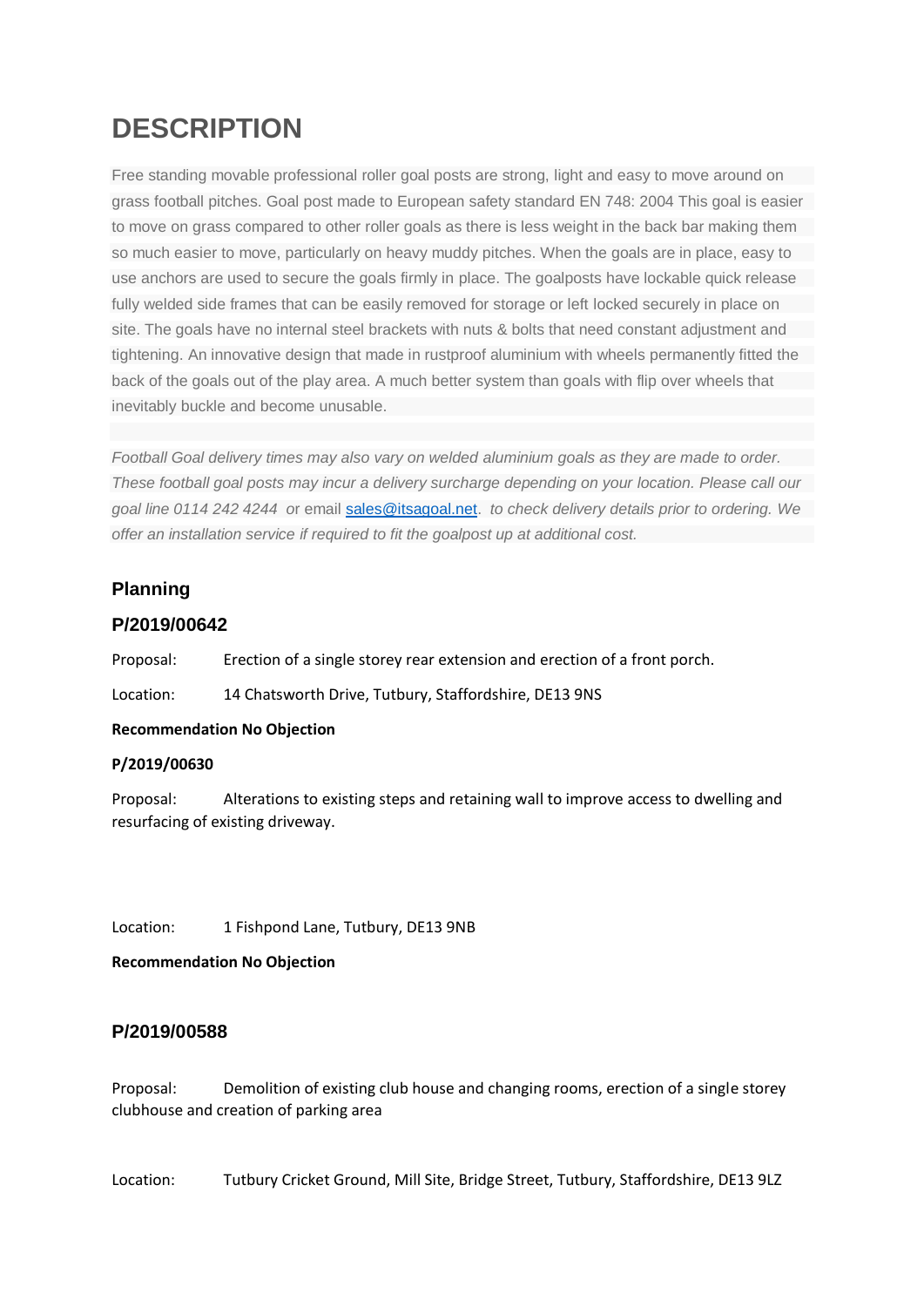# DESCRIPTION

Free standing movable professional roller goal posts are strong, light and easy to move around on grass football pitches. Goal post made to European safety standard EN 748: 2004 This goal is easier to move on grass compared to other roller goals as there is less weight in the back bar making them so much easier to move, particularly on heavy muddy pitches. When the goals are in place, easy to use anchors are used to secure the goals firmly in place. The goalposts have lockable quick release fully welded side frames that can be easily removed for storage or left locked securely in place on site. The goals have no internal steel brackets with nuts & bolts that need constant adjustment and tightening. An innovative design that made in rustproof aluminium with wheels permanently fitted the back of the goals out of the play area. A much better system than goals with flip over wheels that inevitably buckle and become unusable.

*Football Goal delivery times may also vary on welded aluminium goals as they are made to order. These football goal posts may incur a delivery surcharge depending on your location. Please call our goal line 0114 242 4244* or email [sales@itsagoal.net](mailto:sales@itsagoal.net)*. to check delivery details prior to ordering. We offer an installation service if required to fit the goalpost up at additional cost.*

### Planning

### P/2019/00642

Proposal: Erection of a single storey rear extension and erection of a front porch.

Location: 14 Chatsworth Drive, Tutbury, Staffordshire, DE13 9NS

**Recommendation No Objection**

**P/2019/00630**

Proposal: Alterations to existing steps and retaining wall to improve access to dwelling and resurfacing of existing driveway.

Location: 1 Fishpond Lane, Tutbury, DE13 9NB

**Recommendation No Objection**

### P/2019/00588

Proposal: Demolition of existing club house and changing rooms, erection of a single storey clubhouse and creation of parking area

Location: Tutbury Cricket Ground, Mill Site, Bridge Street, Tutbury, Staffordshire, DE13 9LZ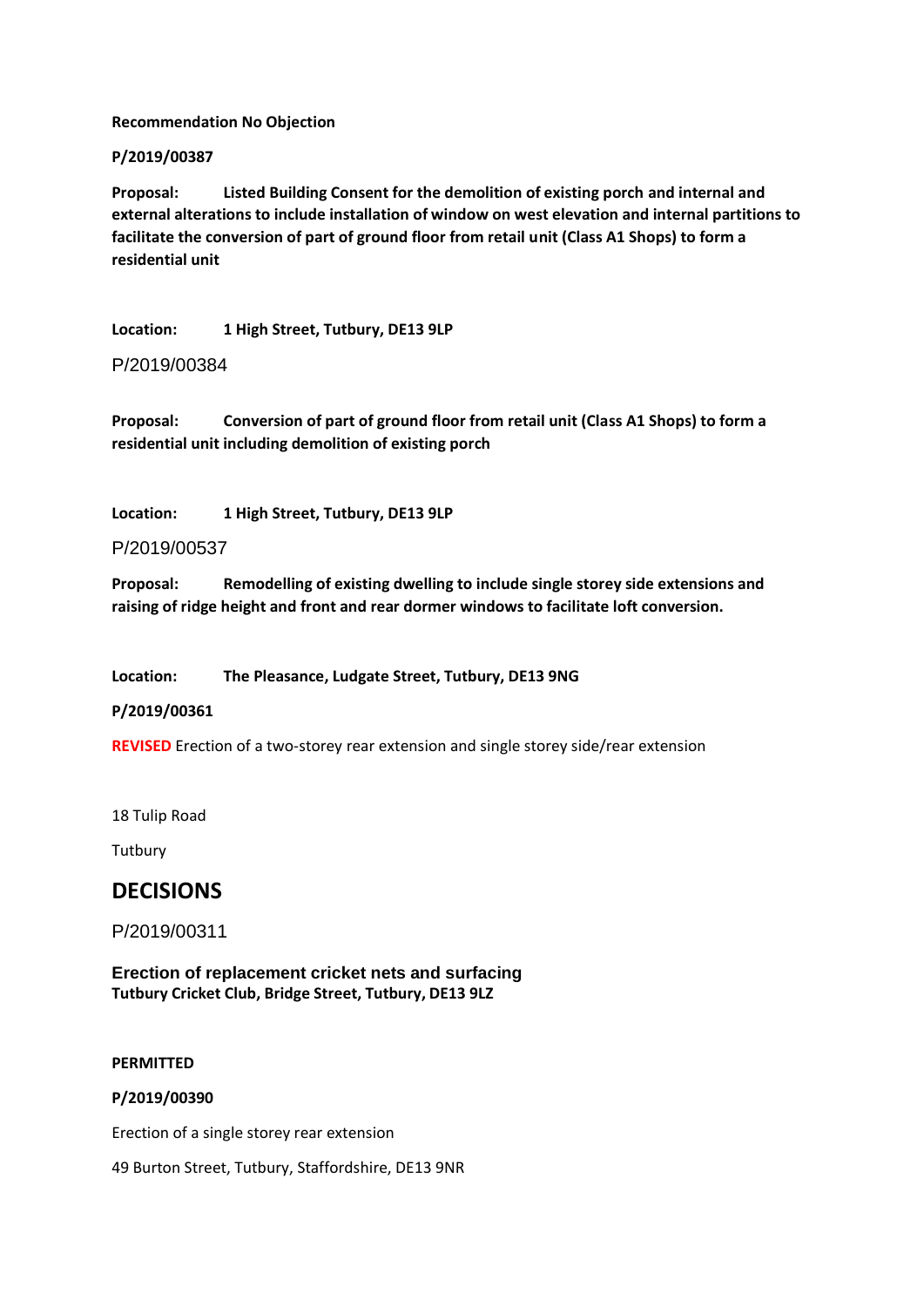**Recommendation No Objection**

**P/2019/00387**

**Proposal: Listed Building Consent for the demolition of existing porch and internal and external alterations to include installation of window on west elevation and internal partitions to facilitate the conversion of part of ground floor from retail unit (Class A1 Shops) to form a residential unit**

**Location: 1 High Street, Tutbury, DE13 9LP**

P/2019/00384

**Proposal: Conversion of part of ground floor from retail unit (Class A1 Shops) to form a residential unit including demolition of existing porch**

**Location: 1 High Street, Tutbury, DE13 9LP**

P/2019/00537

**Proposal: Remodelling of existing dwelling to include single storey side extensions and raising of ridge height and front and rear dormer windows to facilitate loft conversion.**

**Location: The Pleasance, Ludgate Street, Tutbury, DE13 9NG**

**P/2019/00361**

**REVISED** Erection of a two-storey rear extension and single storey side/rear extension

18 Tulip Road

Tutbury

## DECISIONS

P/2019/00311

**Erection of replacement cricket nets and surfacing**
**Tutbury Cricket Club, Bridge Street, Tutbury, DE13 9LZ**

**PERMITTED**

**P/2019/00390**

Erection of a single storey rear extension

49 Burton Street, Tutbury, Staffordshire, DE13 9NR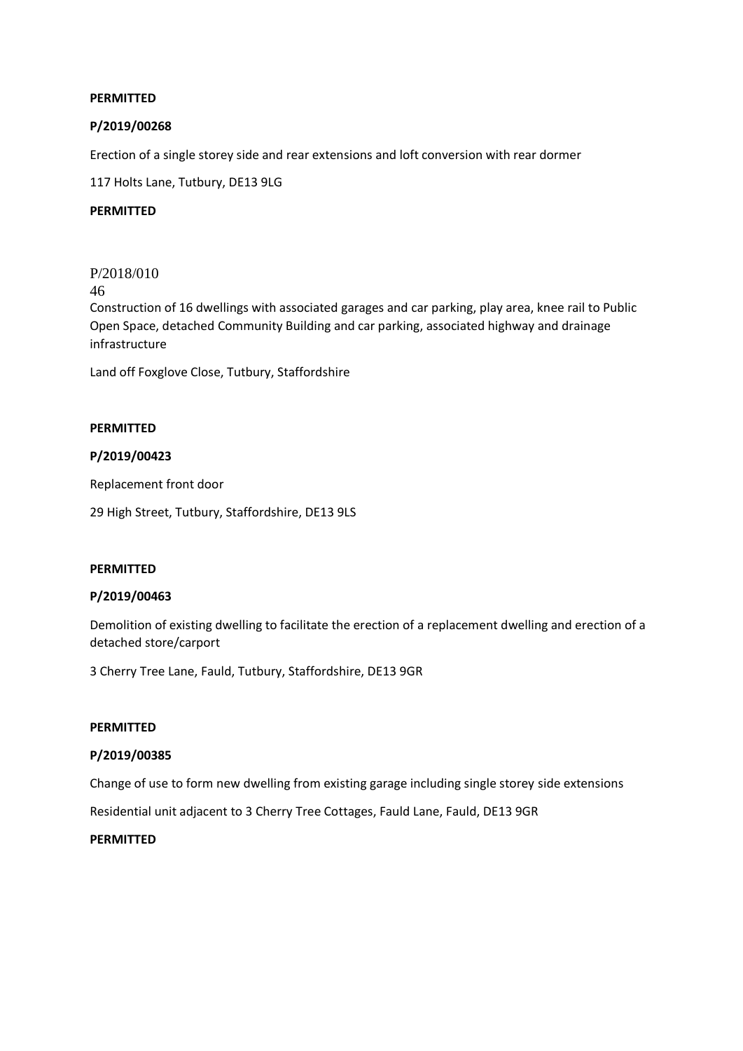**PERMITTED**

**P/2019/00268**

Erection of a single storey side and rear extensions and loft conversion with rear dormer

117 Holts Lane, Tutbury, DE13 9LG

**PERMITTED**

P/2018/010
46

Construction of 16 dwellings with associated garages and car parking, play area, knee rail to Public Open Space, detached Community Building and car parking, associated highway and drainage infrastructure

Land off Foxglove Close, Tutbury, Staffordshire

**PERMITTED**

**P/2019/00423**

Replacement front door

29 High Street, Tutbury, Staffordshire, DE13 9LS

**PERMITTED**

**P/2019/00463**

Demolition of existing dwelling to facilitate the erection of a replacement dwelling and erection of a detached store/carport

3 Cherry Tree Lane, Fauld, Tutbury, Staffordshire, DE13 9GR

**PERMITTED**

**P/2019/00385**

Change of use to form new dwelling from existing garage including single storey side extensions

Residential unit adjacent to 3 Cherry Tree Cottages, Fauld Lane, Fauld, DE13 9GR

**PERMITTED**